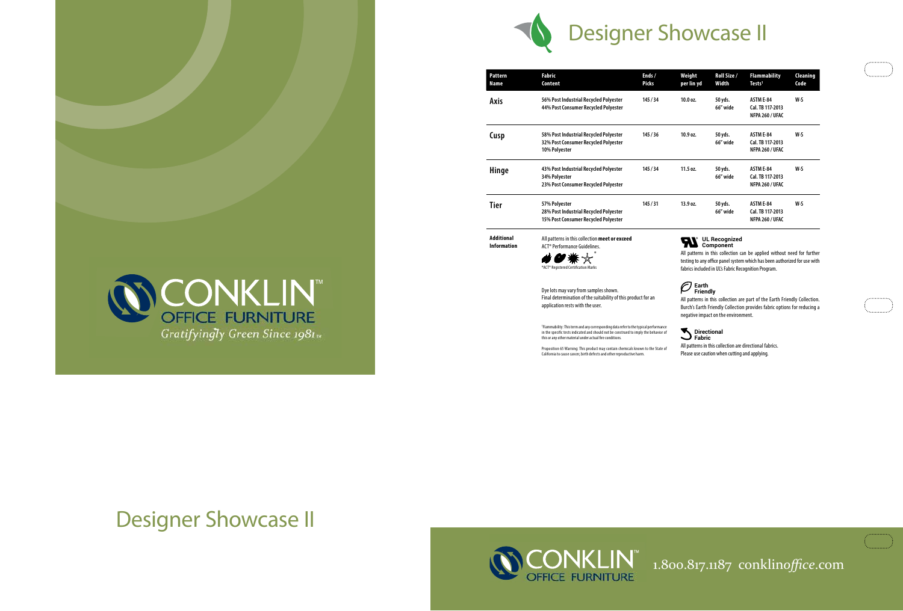# Designer Showcase II

| Pattern Name | Fabric Content | Ends / Picks | Weight per lin yd | Roll Size / Width | Flammability Tests[1] | Cleaning Code |
|---|---|---|---|---|---|---|
| **Axis** | 56% Post Industrial Recycled Polyester<br>44% Post Consumer Recycled Polyester | 145 / 34 | 10.0 oz. | 50 yds.<br>66" wide | ASTM E-84<br>Cal. TB 117-2013<br>NFPA 260 / UFAC | W-S |
| **Cusp** | 58% Post Industrial Recycled Polyester<br>32% Post Consumer Recycled Polyester<br>10% Polyester | 145 / 36 | 10.9 oz. | 50 yds.<br>66" wide | ASTM E-84<br>Cal. TB 117-2013<br>NFPA 260 / UFAC | W-S |
| **Hinge** | 43% Post Industrial Recycled Polyester<br>34% Polyester<br>23% Post Consumer Recycled Polyester | 145 / 34 | 11.5 oz. | 50 yds.<br>66" wide | ASTM E-84<br>Cal. TB 117-2013<br>NFPA 260 / UFAC | W-S |
| **Tier** | 57% Polyester<br>28% Post Industrial Recycled Polyester<br>15% Post Consumer Recycled Polyester | 145 / 31 | 13.9 oz. | 50 yds.<br>66" wide | ASTM E-84<br>Cal. TB 117-2013<br>NFPA 260 / UFAC | W-S |

**Additional Information**

All patterns in this collection **meet or exceed** ACT® Performance Guidelines.

*ACT® Registered Certification Marks

Dye lots may vary from samples shown.
Final determination of the suitability of this product for an application rests with the user.

[1]Flammability: This term and any corresponding data refer to the typical performance in the specific tests indicated and should not be construed to imply the behavior of this or any other material under actual fire conditions.

Proposition 65 Warning: This product may contain chemicals known to the State of California to cause cancer, birth defects and other reproductive harm.

**UL Recognized Component**

All patterns in this collection can be applied without need for further testing to any office panel system which has been authorized for use with fabrics included in UL's Fabric Recognition Program.

**Earth Friendly**

All patterns in this collection are part of the Earth Friendly Collection. Burch's Earth Friendly Collection provides fabric options for reducing a negative impact on the environment.

**Directional Fabric**

All patterns in this collection are directional fabrics. Please use caution when cutting and applying.

CONKLIN™ OFFICE FURNITURE

*Gratifyingly Green Since 1981™*

## Designer Showcase II

CONKLIN™ OFFICE FURNITURE 1.800.817.1187 conklin*office*.com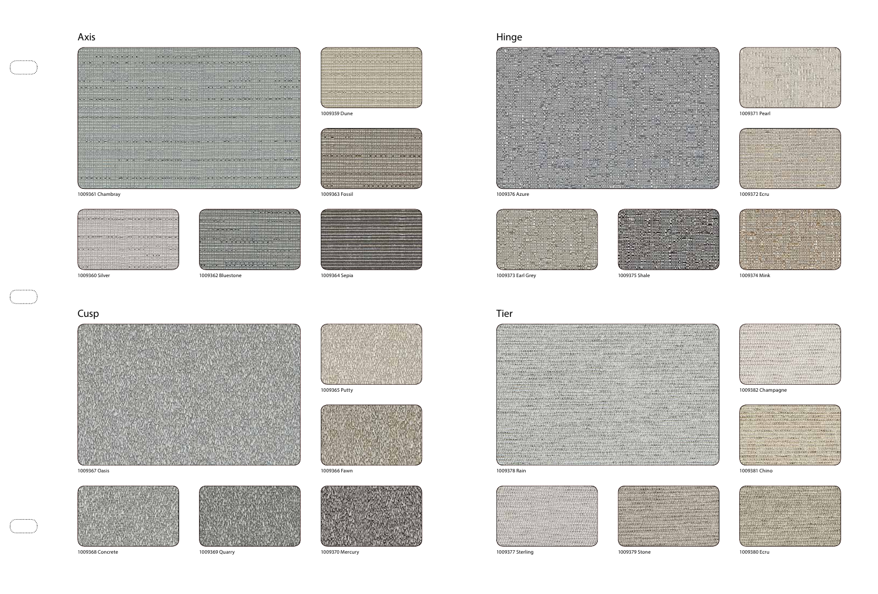## Axis

1009361 Chambray

1009359 Dune

1009363 Fossil

1009360 Silver

1009362 Bluestone

1009364 Sepia

## Hinge

1009376 Azure

1009371 Pearl

1009372 Ecru

1009373 Earl Grey

1009375 Shale

1009374 Mink

## Cusp

1009367 Oasis

1009365 Putty

1009366 Fawn

1009368 Concrete

1009369 Quarry

1009370 Mercury

## Tier

1009378 Rain

1009382 Champagne

1009381 Chino

1009377 Sterling

1009379 Stone

1009380 Ecru